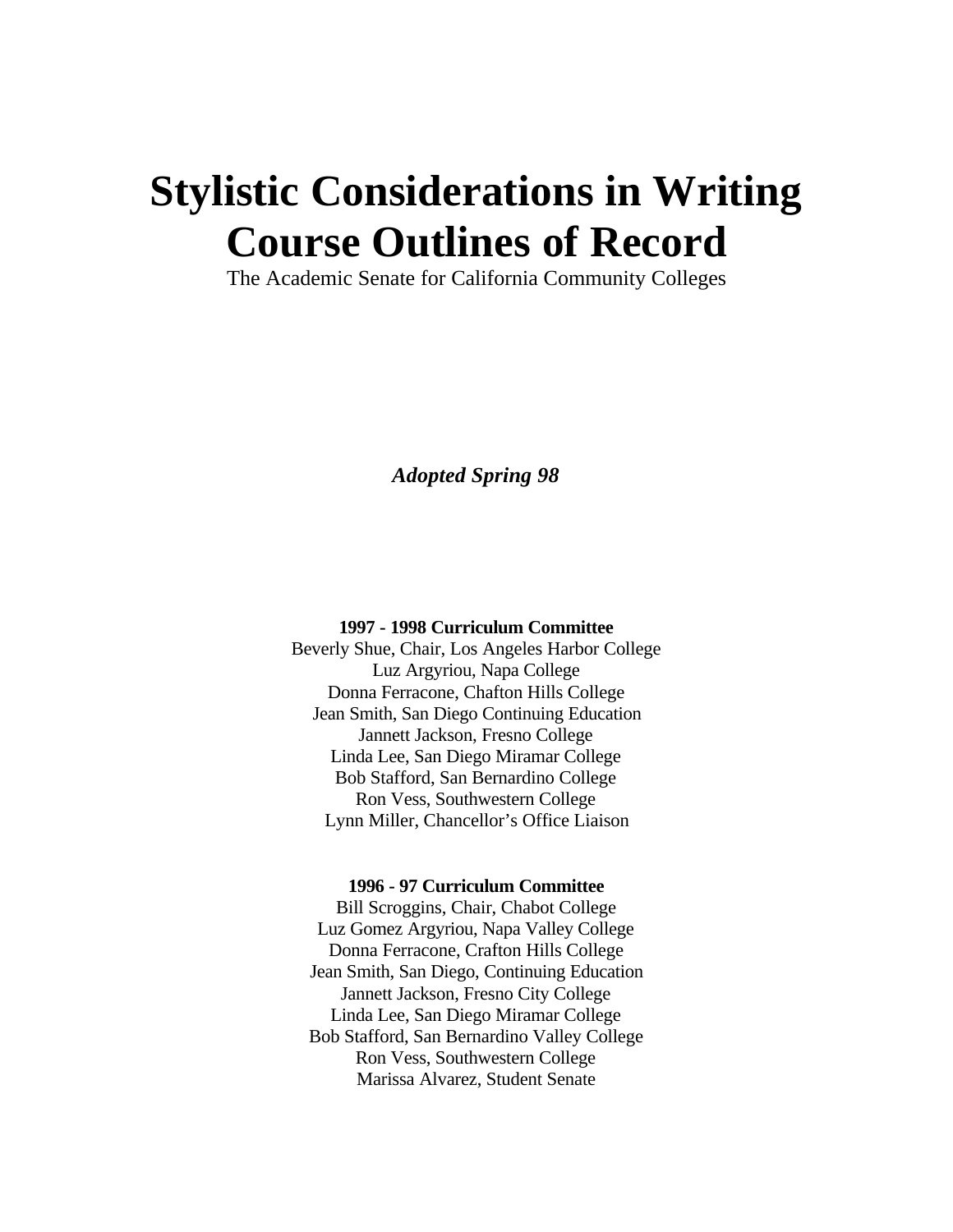# Stylistic Considerations in Writing Course Outlines of Record

The Academic Senate for California Community Colleges

***Adopted Spring 98***

**1997 - 1998 Curriculum Committee**

Beverly Shue, Chair, Los Angeles Harbor College
Luz Argyriou, Napa College
Donna Ferracone, Chafton Hills College
Jean Smith, San Diego Continuing Education
Jannett Jackson, Fresno College
Linda Lee, San Diego Miramar College
Bob Stafford, San Bernardino College
Ron Vess, Southwestern College
Lynn Miller, Chancellor's Office Liaison

**1996 - 97 Curriculum Committee**

Bill Scroggins, Chair, Chabot College
Luz Gomez Argyriou, Napa Valley College
Donna Ferracone, Crafton Hills College
Jean Smith, San Diego, Continuing Education
Jannett Jackson, Fresno City College
Linda Lee, San Diego Miramar College
Bob Stafford, San Bernardino Valley College
Ron Vess, Southwestern College
Marissa Alvarez, Student Senate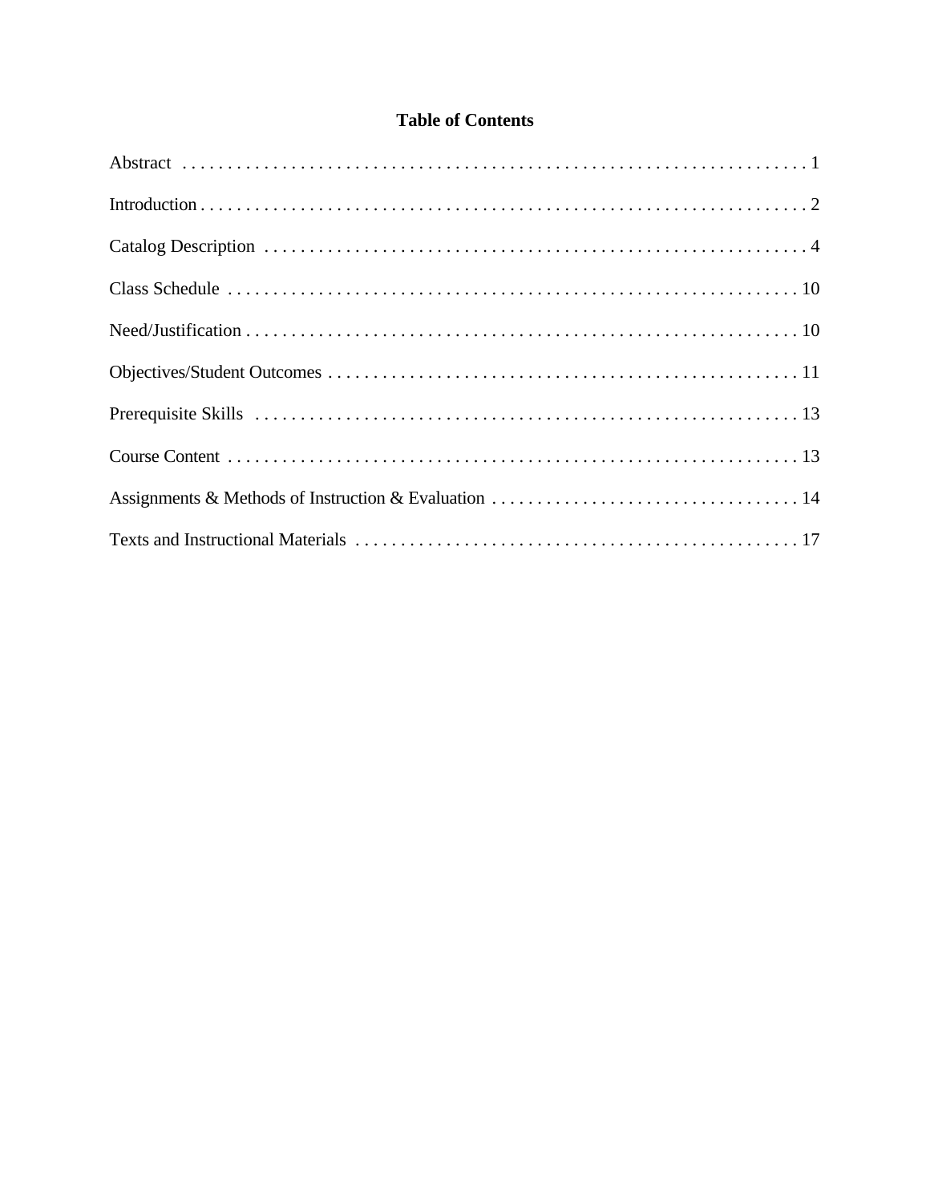# Table of Contents

Abstract . . . . . . . . . . . . . . . . . . . . . . . . . . . . . . . . . . . . . . . . . . . . . . . . . . . . . . . . . . . . . . . . . . 1

Introduction . . . . . . . . . . . . . . . . . . . . . . . . . . . . . . . . . . . . . . . . . . . . . . . . . . . . . . . . . . . . . . . . . 2

Catalog Description . . . . . . . . . . . . . . . . . . . . . . . . . . . . . . . . . . . . . . . . . . . . . . . . . . . . . . . . . . . 4

Class Schedule . . . . . . . . . . . . . . . . . . . . . . . . . . . . . . . . . . . . . . . . . . . . . . . . . . . . . . . . . . . . . . . 10

Need/Justification . . . . . . . . . . . . . . . . . . . . . . . . . . . . . . . . . . . . . . . . . . . . . . . . . . . . . . . . . . . . 10

Objectives/Student Outcomes . . . . . . . . . . . . . . . . . . . . . . . . . . . . . . . . . . . . . . . . . . . . . . . . . . . 11

Prerequisite Skills . . . . . . . . . . . . . . . . . . . . . . . . . . . . . . . . . . . . . . . . . . . . . . . . . . . . . . . . . . . . 13

Course Content . . . . . . . . . . . . . . . . . . . . . . . . . . . . . . . . . . . . . . . . . . . . . . . . . . . . . . . . . . . . . . 13

Assignments & Methods of Instruction & Evaluation . . . . . . . . . . . . . . . . . . . . . . . . . . . . . . . . . 14

Texts and Instructional Materials . . . . . . . . . . . . . . . . . . . . . . . . . . . . . . . . . . . . . . . . . . . . . . . . 17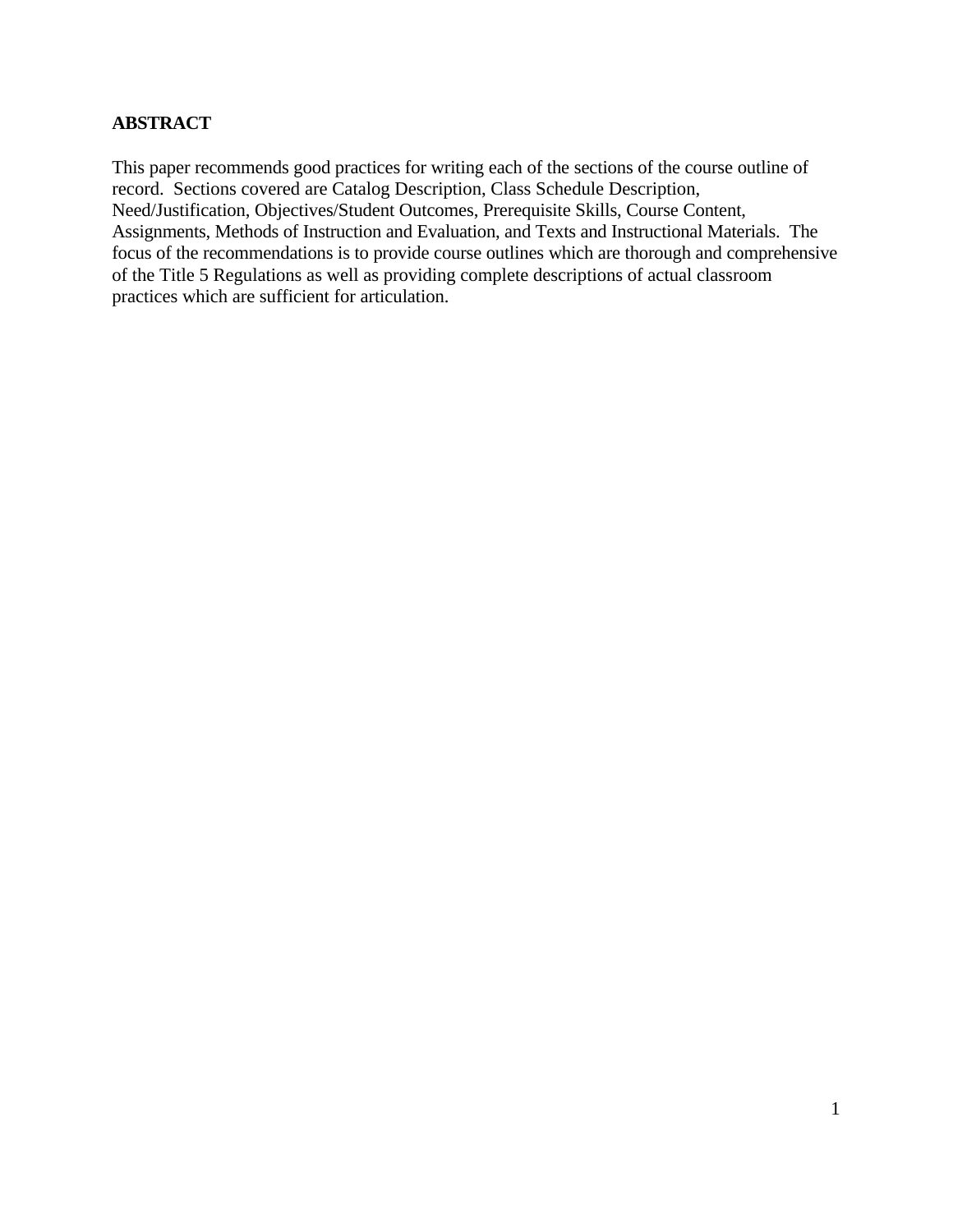## ABSTRACT

This paper recommends good practices for writing each of the sections of the course outline of record. Sections covered are Catalog Description, Class Schedule Description, Need/Justification, Objectives/Student Outcomes, Prerequisite Skills, Course Content, Assignments, Methods of Instruction and Evaluation, and Texts and Instructional Materials. The focus of the recommendations is to provide course outlines which are thorough and comprehensive of the Title 5 Regulations as well as providing complete descriptions of actual classroom practices which are sufficient for articulation.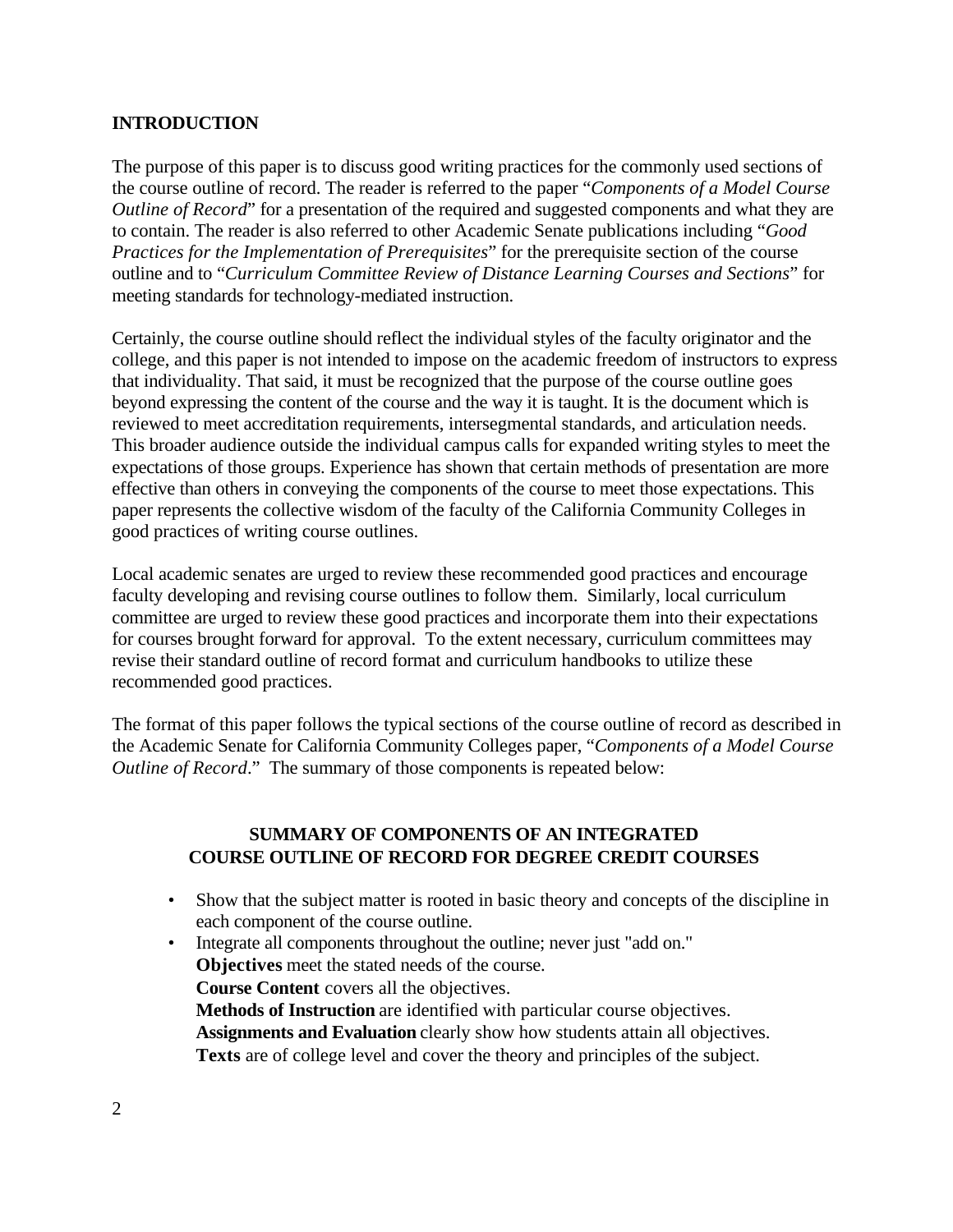## INTRODUCTION

The purpose of this paper is to discuss good writing practices for the commonly used sections of the course outline of record. The reader is referred to the paper "*Components of a Model Course Outline of Record*" for a presentation of the required and suggested components and what they are to contain. The reader is also referred to other Academic Senate publications including "*Good Practices for the Implementation of Prerequisites*" for the prerequisite section of the course outline and to "*Curriculum Committee Review of Distance Learning Courses and Sections*" for meeting standards for technology-mediated instruction.

Certainly, the course outline should reflect the individual styles of the faculty originator and the college, and this paper is not intended to impose on the academic freedom of instructors to express that individuality. That said, it must be recognized that the purpose of the course outline goes beyond expressing the content of the course and the way it is taught. It is the document which is reviewed to meet accreditation requirements, intersegmental standards, and articulation needs. This broader audience outside the individual campus calls for expanded writing styles to meet the expectations of those groups. Experience has shown that certain methods of presentation are more effective than others in conveying the components of the course to meet those expectations. This paper represents the collective wisdom of the faculty of the California Community Colleges in good practices of writing course outlines.

Local academic senates are urged to review these recommended good practices and encourage faculty developing and revising course outlines to follow them. Similarly, local curriculum committee are urged to review these good practices and incorporate them into their expectations for courses brought forward for approval. To the extent necessary, curriculum committees may revise their standard outline of record format and curriculum handbooks to utilize these recommended good practices.

The format of this paper follows the typical sections of the course outline of record as described in the Academic Senate for California Community Colleges paper, "*Components of a Model Course Outline of Record*." The summary of those components is repeated below:

### SUMMARY OF COMPONENTS OF AN INTEGRATED COURSE OUTLINE OF RECORD FOR DEGREE CREDIT COURSES

- Show that the subject matter is rooted in basic theory and concepts of the discipline in each component of the course outline.
- Integrate all components throughout the outline; never just "add on."
  **Objectives** meet the stated needs of the course.
  **Course Content** covers all the objectives.
  **Methods of Instruction** are identified with particular course objectives.
  **Assignments and Evaluation** clearly show how students attain all objectives.
  **Texts** are of college level and cover the theory and principles of the subject.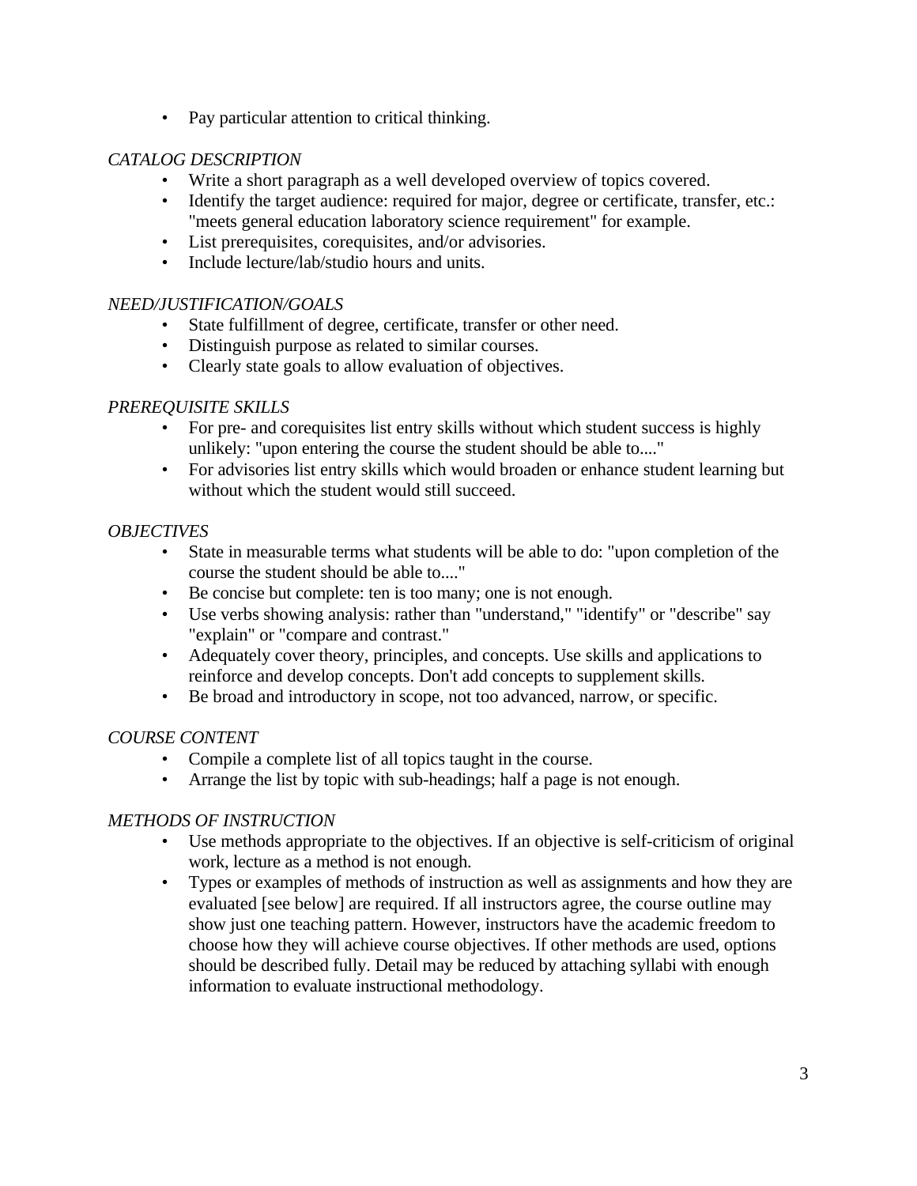- Pay particular attention to critical thinking.

*CATALOG DESCRIPTION*

- Write a short paragraph as a well developed overview of topics covered.
- Identify the target audience: required for major, degree or certificate, transfer, etc.: "meets general education laboratory science requirement" for example.
- List prerequisites, corequisites, and/or advisories.
- Include lecture/lab/studio hours and units.

*NEED/JUSTIFICATION/GOALS*

- State fulfillment of degree, certificate, transfer or other need.
- Distinguish purpose as related to similar courses.
- Clearly state goals to allow evaluation of objectives.

*PREREQUISITE SKILLS*

- For pre- and corequisites list entry skills without which student success is highly unlikely: "upon entering the course the student should be able to...."
- For advisories list entry skills which would broaden or enhance student learning but without which the student would still succeed.

*OBJECTIVES*

- State in measurable terms what students will be able to do: "upon completion of the course the student should be able to...."
- Be concise but complete: ten is too many; one is not enough.
- Use verbs showing analysis: rather than "understand," "identify" or "describe" say "explain" or "compare and contrast."
- Adequately cover theory, principles, and concepts. Use skills and applications to reinforce and develop concepts. Don't add concepts to supplement skills.
- Be broad and introductory in scope, not too advanced, narrow, or specific.

*COURSE CONTENT*

- Compile a complete list of all topics taught in the course.
- Arrange the list by topic with sub-headings; half a page is not enough.

*METHODS OF INSTRUCTION*

- Use methods appropriate to the objectives. If an objective is self-criticism of original work, lecture as a method is not enough.
- Types or examples of methods of instruction as well as assignments and how they are evaluated [see below] are required. If all instructors agree, the course outline may show just one teaching pattern. However, instructors have the academic freedom to choose how they will achieve course objectives. If other methods are used, options should be described fully. Detail may be reduced by attaching syllabi with enough information to evaluate instructional methodology.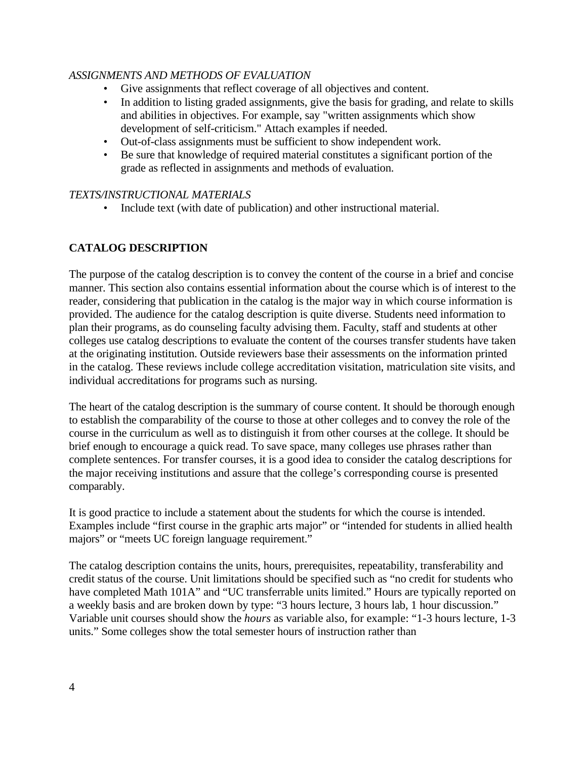*ASSIGNMENTS AND METHODS OF EVALUATION*

- Give assignments that reflect coverage of all objectives and content.
- In addition to listing graded assignments, give the basis for grading, and relate to skills and abilities in objectives. For example, say "written assignments which show development of self-criticism." Attach examples if needed.
- Out-of-class assignments must be sufficient to show independent work.
- Be sure that knowledge of required material constitutes a significant portion of the grade as reflected in assignments and methods of evaluation.

*TEXTS/INSTRUCTIONAL MATERIALS*

- Include text (with date of publication) and other instructional material.

## CATALOG DESCRIPTION

The purpose of the catalog description is to convey the content of the course in a brief and concise manner. This section also contains essential information about the course which is of interest to the reader, considering that publication in the catalog is the major way in which course information is provided. The audience for the catalog description is quite diverse. Students need information to plan their programs, as do counseling faculty advising them. Faculty, staff and students at other colleges use catalog descriptions to evaluate the content of the courses transfer students have taken at the originating institution. Outside reviewers base their assessments on the information printed in the catalog. These reviews include college accreditation visitation, matriculation site visits, and individual accreditations for programs such as nursing.

The heart of the catalog description is the summary of course content. It should be thorough enough to establish the comparability of the course to those at other colleges and to convey the role of the course in the curriculum as well as to distinguish it from other courses at the college. It should be brief enough to encourage a quick read. To save space, many colleges use phrases rather than complete sentences. For transfer courses, it is a good idea to consider the catalog descriptions for the major receiving institutions and assure that the college's corresponding course is presented comparably.

It is good practice to include a statement about the students for which the course is intended. Examples include "first course in the graphic arts major" or "intended for students in allied health majors" or "meets UC foreign language requirement."

The catalog description contains the units, hours, prerequisites, repeatability, transferability and credit status of the course. Unit limitations should be specified such as "no credit for students who have completed Math 101A" and "UC transferrable units limited." Hours are typically reported on a weekly basis and are broken down by type: "3 hours lecture, 3 hours lab, 1 hour discussion." Variable unit courses should show the *hours* as variable also, for example: "1-3 hours lecture, 1-3 units." Some colleges show the total semester hours of instruction rather than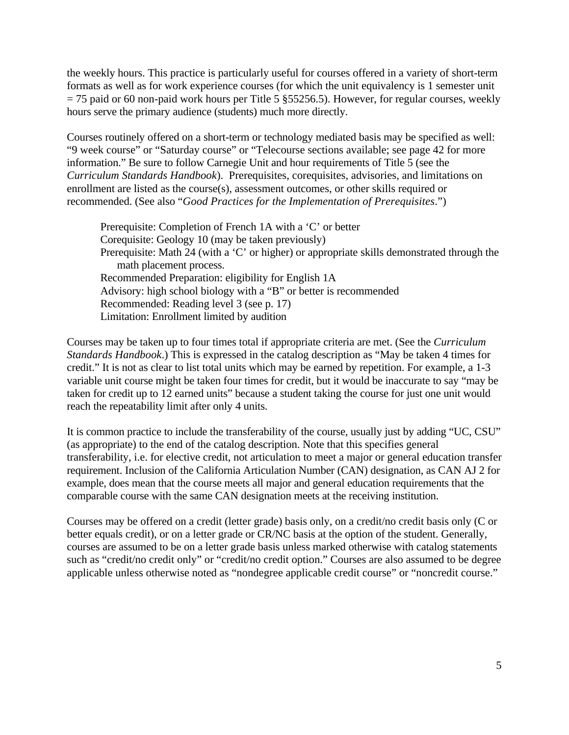the weekly hours. This practice is particularly useful for courses offered in a variety of short-term formats as well as for work experience courses (for which the unit equivalency is 1 semester unit = 75 paid or 60 non-paid work hours per Title 5 §55256.5). However, for regular courses, weekly hours serve the primary audience (students) much more directly.

Courses routinely offered on a short-term or technology mediated basis may be specified as well: "9 week course" or "Saturday course" or "Telecourse sections available; see page 42 for more information." Be sure to follow Carnegie Unit and hour requirements of Title 5 (see the *Curriculum Standards Handbook*). Prerequisites, corequisites, advisories, and limitations on enrollment are listed as the course(s), assessment outcomes, or other skills required or recommended. (See also "*Good Practices for the Implementation of Prerequisites*.")

> Prerequisite: Completion of French 1A with a 'C' or better
> Corequisite: Geology 10 (may be taken previously)
> Prerequisite: Math 24 (with a 'C' or higher) or appropriate skills demonstrated through the math placement process.
> Recommended Preparation: eligibility for English 1A
> Advisory: high school biology with a "B" or better is recommended
> Recommended: Reading level 3 (see p. 17)
> Limitation: Enrollment limited by audition

Courses may be taken up to four times total if appropriate criteria are met. (See the *Curriculum Standards Handbook*.) This is expressed in the catalog description as "May be taken 4 times for credit." It is not as clear to list total units which may be earned by repetition. For example, a 1-3 variable unit course might be taken four times for credit, but it would be inaccurate to say "may be taken for credit up to 12 earned units" because a student taking the course for just one unit would reach the repeatability limit after only 4 units.

It is common practice to include the transferability of the course, usually just by adding "UC, CSU" (as appropriate) to the end of the catalog description. Note that this specifies general transferability, i.e. for elective credit, not articulation to meet a major or general education transfer requirement. Inclusion of the California Articulation Number (CAN) designation, as CAN AJ 2 for example, does mean that the course meets all major and general education requirements that the comparable course with the same CAN designation meets at the receiving institution.

Courses may be offered on a credit (letter grade) basis only, on a credit/no credit basis only (C or better equals credit), or on a letter grade or CR/NC basis at the option of the student. Generally, courses are assumed to be on a letter grade basis unless marked otherwise with catalog statements such as "credit/no credit only" or "credit/no credit option." Courses are also assumed to be degree applicable unless otherwise noted as "nondegree applicable credit course" or "noncredit course."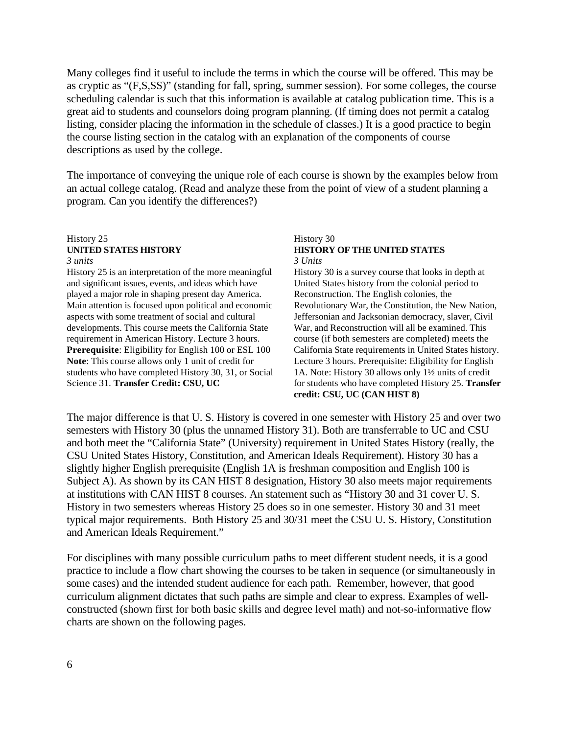Many colleges find it useful to include the terms in which the course will be offered. This may be as cryptic as "(F,S,SS)" (standing for fall, spring, summer session). For some colleges, the course scheduling calendar is such that this information is available at catalog publication time. This is a great aid to students and counselors doing program planning. (If timing does not permit a catalog listing, consider placing the information in the schedule of classes.) It is a good practice to begin the course listing section in the catalog with an explanation of the components of course descriptions as used by the college.

The importance of conveying the unique role of each course is shown by the examples below from an actual college catalog. (Read and analyze these from the point of view of a student planning a program. Can you identify the differences?)

History 25
**UNITED STATES HISTORY**
*3 units*
History 25 is an interpretation of the more meaningful and significant issues, events, and ideas which have played a major role in shaping present day America. Main attention is focused upon political and economic aspects with some treatment of social and cultural developments. This course meets the California State requirement in American History. Lecture 3 hours. **Prerequisite**: Eligibility for English 100 or ESL 100 **Note**: This course allows only 1 unit of credit for students who have completed History 30, 31, or Social Science 31. **Transfer Credit: CSU, UC**

History 30
**HISTORY OF THE UNITED STATES**
*3 Units*
History 30 is a survey course that looks in depth at United States history from the colonial period to Reconstruction. The English colonies, the Revolutionary War, the Constitution, the New Nation, Jeffersonian and Jacksonian democracy, slaver, Civil War, and Reconstruction will all be examined. This course (if both semesters are completed) meets the California State requirements in United States history. Lecture 3 hours. Prerequisite: Eligibility for English 1A. Note: History 30 allows only 1½ units of credit for students who have completed History 25. **Transfer credit: CSU, UC (CAN HIST 8)**

The major difference is that U. S. History is covered in one semester with History 25 and over two semesters with History 30 (plus the unnamed History 31). Both are transferrable to UC and CSU and both meet the "California State" (University) requirement in United States History (really, the CSU United States History, Constitution, and American Ideals Requirement). History 30 has a slightly higher English prerequisite (English 1A is freshman composition and English 100 is Subject A). As shown by its CAN HIST 8 designation, History 30 also meets major requirements at institutions with CAN HIST 8 courses. An statement such as "History 30 and 31 cover U. S. History in two semesters whereas History 25 does so in one semester. History 30 and 31 meet typical major requirements. Both History 25 and 30/31 meet the CSU U. S. History, Constitution and American Ideals Requirement."

For disciplines with many possible curriculum paths to meet different student needs, it is a good practice to include a flow chart showing the courses to be taken in sequence (or simultaneously in some cases) and the intended student audience for each path. Remember, however, that good curriculum alignment dictates that such paths are simple and clear to express. Examples of well-constructed (shown first for both basic skills and degree level math) and not-so-informative flow charts are shown on the following pages.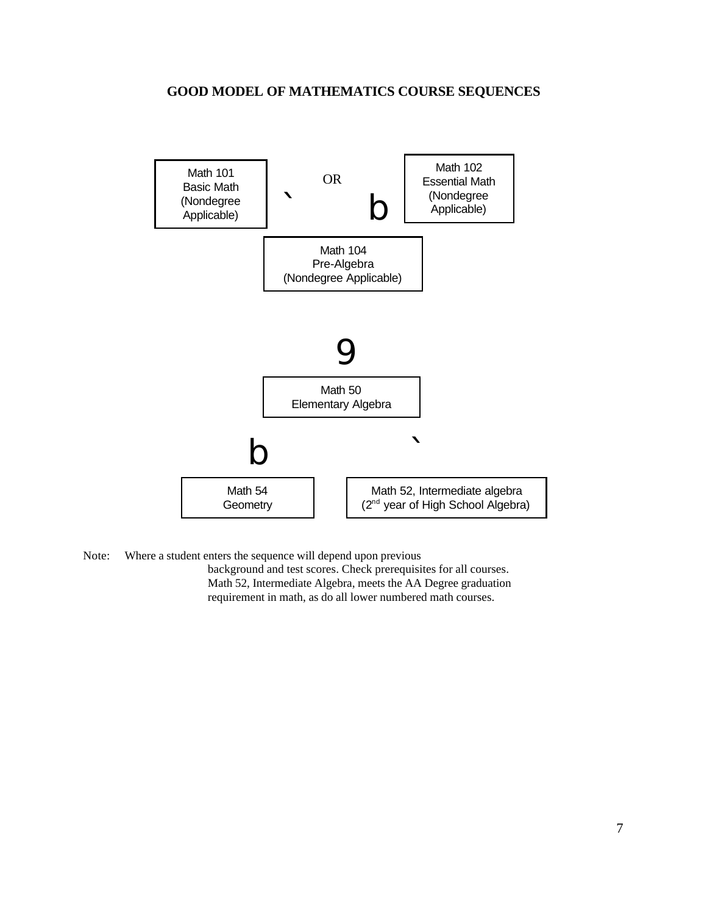**GOOD MODEL OF MATHEMATICS COURSE SEQUENCES**

Math 101
Basic Math
(Nondegree Applicable)

OR

Math 102
Essential Math
(Nondegree Applicable)

Math 104
Pre-Algebra
(Nondegree Applicable)

Math 50
Elementary Algebra

Math 54
Geometry

Math 52, Intermediate algebra
(2nd year of High School Algebra)

Note: Where a student enters the sequence will depend upon previous background and test scores. Check prerequisites for all courses. Math 52, Intermediate Algebra, meets the AA Degree graduation requirement in math, as do all lower numbered math courses.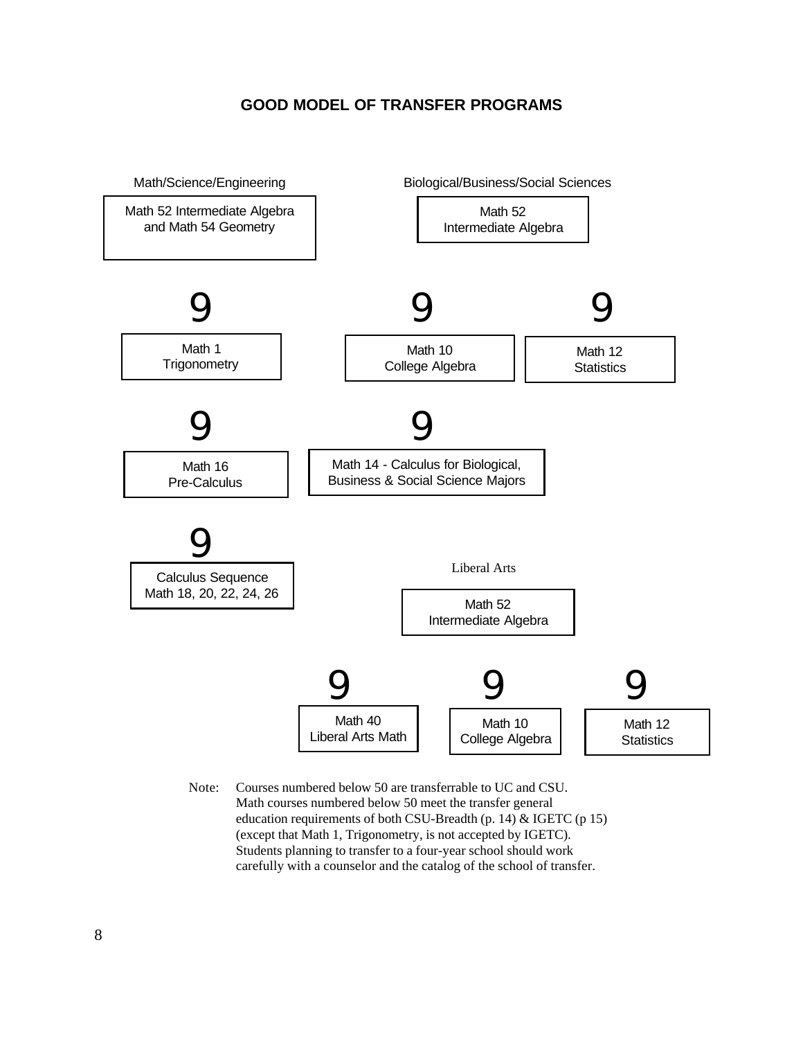# GOOD MODEL OF TRANSFER PROGRAMS

**Math/Science/Engineering**

Math 52 Intermediate Algebra and Math 54 Geometry

9

Math 1 Trigonometry

9

Math 16 Pre-Calculus

9

Calculus Sequence Math 18, 20, 22, 24, 26

**Biological/Business/Social Sciences**

Math 52 Intermediate Algebra

9 | 9

Math 10 College Algebra | Math 12 Statistics

9

Math 14 - Calculus for Biological, Business & Social Science Majors

**Liberal Arts**

Math 52 Intermediate Algebra

9 | 9 | 9

Math 40 Liberal Arts Math | Math 10 College Algebra | Math 12 Statistics

Note: Courses numbered below 50 are transferrable to UC and CSU. Math courses numbered below 50 meet the transfer general education requirements of both CSU-Breadth (p. 14) & IGETC (p 15) (except that Math 1, Trigonometry, is not accepted by IGETC). Students planning to transfer to a four-year school should work carefully with a counselor and the catalog of the school of transfer.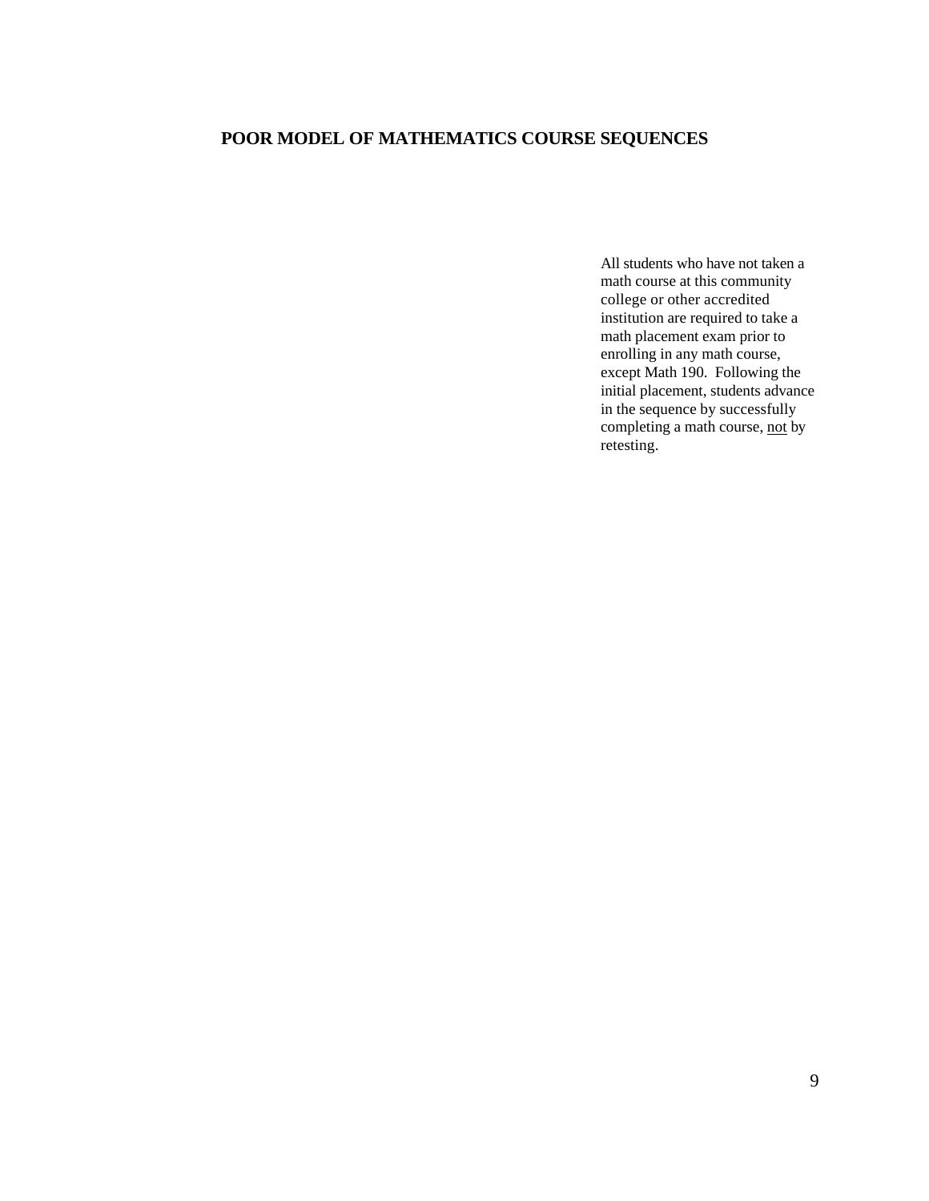## POOR MODEL OF MATHEMATICS COURSE SEQUENCES

All students who have not taken a math course at this community college or other accredited institution are required to take a math placement exam prior to enrolling in any math course, except Math 190. Following the initial placement, students advance in the sequence by successfully completing a math course, <u>not</u> by retesting.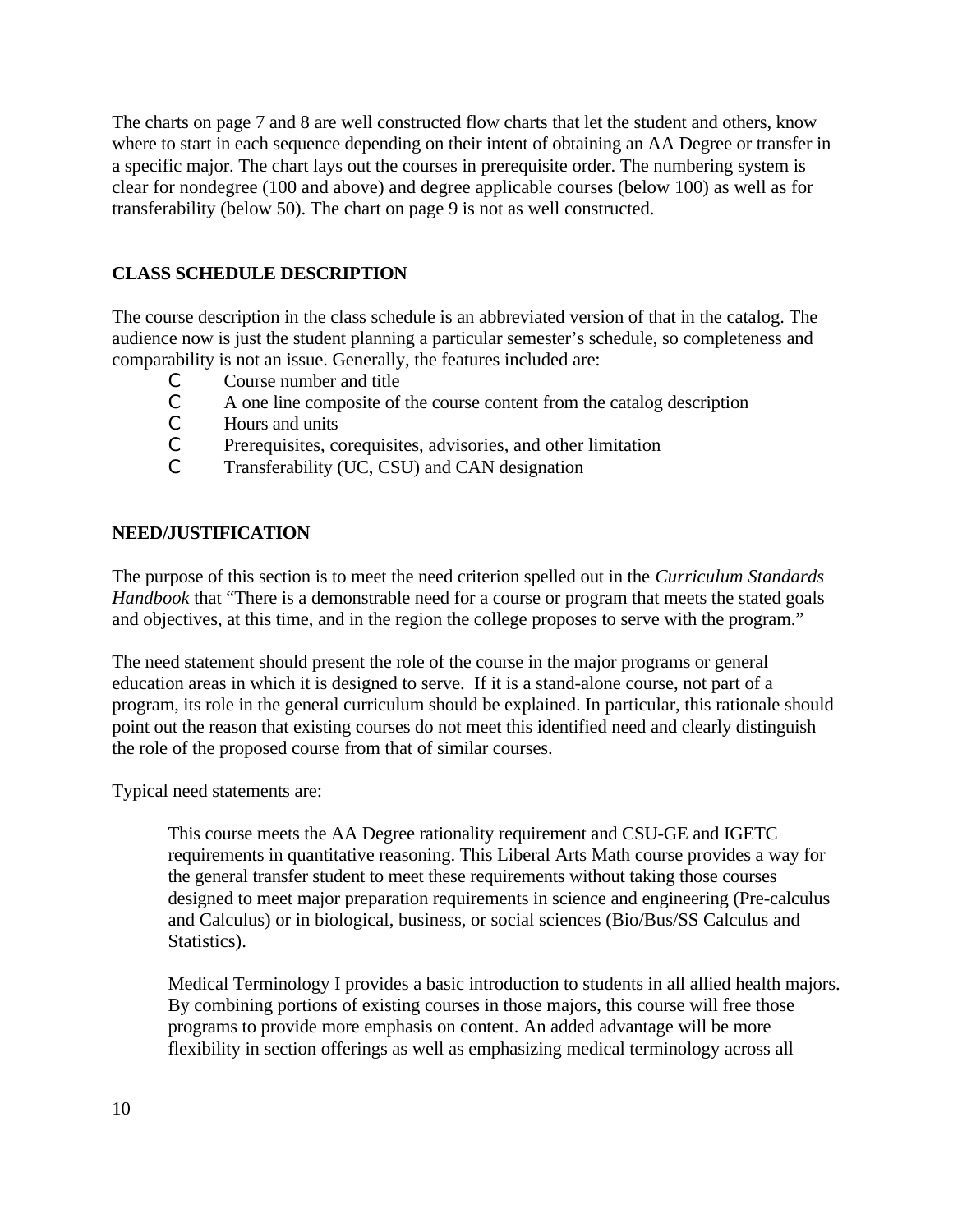The charts on page 7 and 8 are well constructed flow charts that let the student and others, know where to start in each sequence depending on their intent of obtaining an AA Degree or transfer in a specific major. The chart lays out the courses in prerequisite order. The numbering system is clear for nondegree (100 and above) and degree applicable courses (below 100) as well as for transferability (below 50). The chart on page 9 is not as well constructed.

## CLASS SCHEDULE DESCRIPTION

The course description in the class schedule is an abbreviated version of that in the catalog. The audience now is just the student planning a particular semester's schedule, so completeness and comparability is not an issue. Generally, the features included are:

- Course number and title
- A one line composite of the course content from the catalog description
- Hours and units
- Prerequisites, corequisites, advisories, and other limitation
- Transferability (UC, CSU) and CAN designation

## NEED/JUSTIFICATION

The purpose of this section is to meet the need criterion spelled out in the *Curriculum Standards Handbook* that "There is a demonstrable need for a course or program that meets the stated goals and objectives, at this time, and in the region the college proposes to serve with the program."

The need statement should present the role of the course in the major programs or general education areas in which it is designed to serve. If it is a stand-alone course, not part of a program, its role in the general curriculum should be explained. In particular, this rationale should point out the reason that existing courses do not meet this identified need and clearly distinguish the role of the proposed course from that of similar courses.

Typical need statements are:

> This course meets the AA Degree rationality requirement and CSU-GE and IGETC requirements in quantitative reasoning. This Liberal Arts Math course provides a way for the general transfer student to meet these requirements without taking those courses designed to meet major preparation requirements in science and engineering (Pre-calculus and Calculus) or in biological, business, or social sciences (Bio/Bus/SS Calculus and Statistics).
>
> Medical Terminology I provides a basic introduction to students in all allied health majors. By combining portions of existing courses in those majors, this course will free those programs to provide more emphasis on content. An added advantage will be more flexibility in section offerings as well as emphasizing medical terminology across all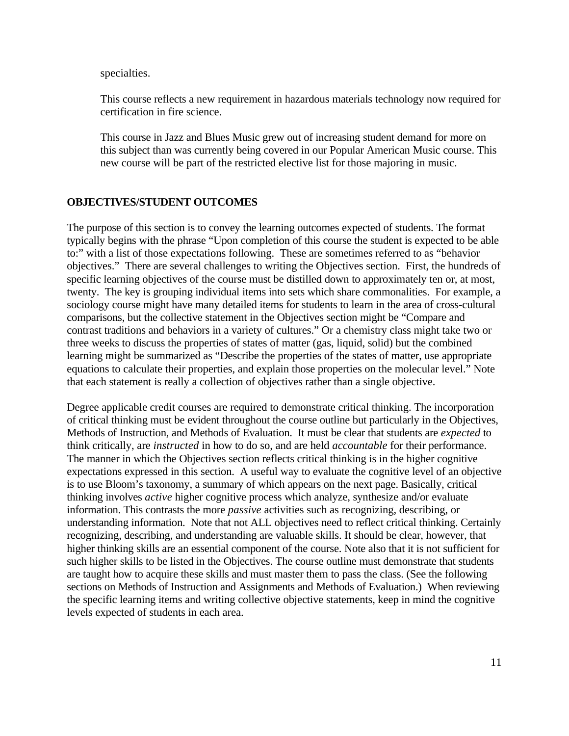specialties.

This course reflects a new requirement in hazardous materials technology now required for certification in fire science.

This course in Jazz and Blues Music grew out of increasing student demand for more on this subject than was currently being covered in our Popular American Music course. This new course will be part of the restricted elective list for those majoring in music.

## OBJECTIVES/STUDENT OUTCOMES

The purpose of this section is to convey the learning outcomes expected of students. The format typically begins with the phrase "Upon completion of this course the student is expected to be able to:" with a list of those expectations following. These are sometimes referred to as "behavior objectives." There are several challenges to writing the Objectives section. First, the hundreds of specific learning objectives of the course must be distilled down to approximately ten or, at most, twenty. The key is grouping individual items into sets which share commonalities. For example, a sociology course might have many detailed items for students to learn in the area of cross-cultural comparisons, but the collective statement in the Objectives section might be "Compare and contrast traditions and behaviors in a variety of cultures." Or a chemistry class might take two or three weeks to discuss the properties of states of matter (gas, liquid, solid) but the combined learning might be summarized as "Describe the properties of the states of matter, use appropriate equations to calculate their properties, and explain those properties on the molecular level." Note that each statement is really a collection of objectives rather than a single objective.

Degree applicable credit courses are required to demonstrate critical thinking. The incorporation of critical thinking must be evident throughout the course outline but particularly in the Objectives, Methods of Instruction, and Methods of Evaluation. It must be clear that students are *expected* to think critically, are *instructed* in how to do so, and are held *accountable* for their performance. The manner in which the Objectives section reflects critical thinking is in the higher cognitive expectations expressed in this section. A useful way to evaluate the cognitive level of an objective is to use Bloom's taxonomy, a summary of which appears on the next page. Basically, critical thinking involves *active* higher cognitive process which analyze, synthesize and/or evaluate information. This contrasts the more *passive* activities such as recognizing, describing, or understanding information. Note that not ALL objectives need to reflect critical thinking. Certainly recognizing, describing, and understanding are valuable skills. It should be clear, however, that higher thinking skills are an essential component of the course. Note also that it is not sufficient for such higher skills to be listed in the Objectives. The course outline must demonstrate that students are taught how to acquire these skills and must master them to pass the class. (See the following sections on Methods of Instruction and Assignments and Methods of Evaluation.) When reviewing the specific learning items and writing collective objective statements, keep in mind the cognitive levels expected of students in each area.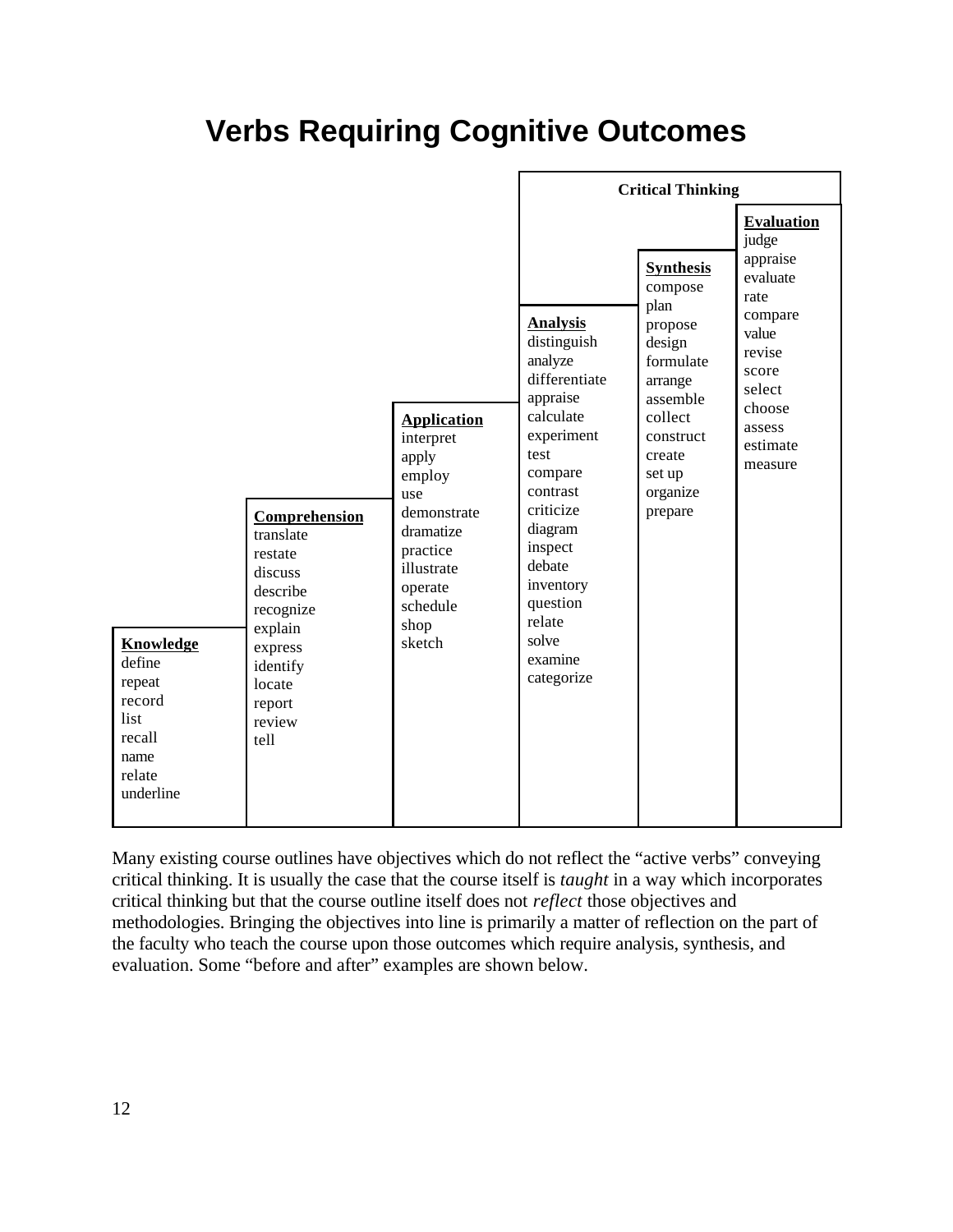# Verbs Requiring Cognitive Outcomes

| Knowledge | Comprehension | Application | Analysis | Synthesis | Evaluation |
|---|---|---|---|---|---|
| | | | **Critical Thinking** | | |
| define | translate | interpret | distinguish | compose | judge |
| repeat | restate | apply | analyze | plan | appraise |
| record | discuss | employ | differentiate | propose | evaluate |
| list | describe | use | appraise | design | rate |
| recall | recognize | demonstrate | calculate | formulate | compare |
| name | explain | dramatize | experiment | arrange | value |
| relate | express | practice | test | assemble | revise |
| underline | identify | illustrate | compare | collect | score |
| | locate | operate | contrast | construct | select |
| | report | schedule | criticize | create | choose |
| | review | shop | diagram | set up | assess |
| | tell | sketch | inspect | organize | estimate |
| | | | debate | prepare | measure |
| | | | inventory | | |
| | | | question | | |
| | | | relate | | |
| | | | solve | | |
| | | | examine | | |
| | | | categorize | | |

Many existing course outlines have objectives which do not reflect the "active verbs" conveying critical thinking. It is usually the case that the course itself is *taught* in a way which incorporates critical thinking but that the course outline itself does not *reflect* those objectives and methodologies. Bringing the objectives into line is primarily a matter of reflection on the part of the faculty who teach the course upon those outcomes which require analysis, synthesis, and evaluation. Some "before and after" examples are shown below.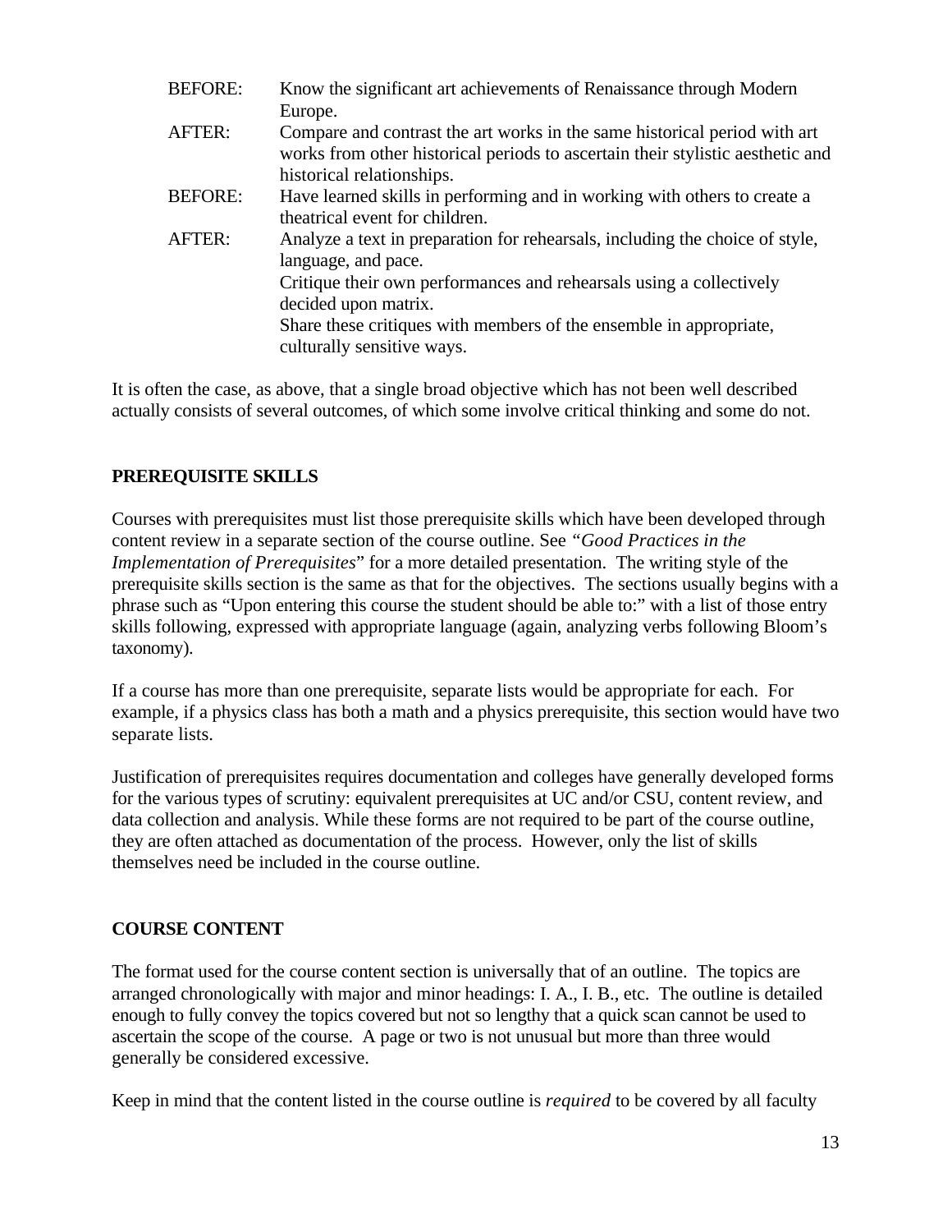BEFORE: Know the significant art achievements of Renaissance through Modern Europe.

AFTER: Compare and contrast the art works in the same historical period with art works from other historical periods to ascertain their stylistic aesthetic and historical relationships.

BEFORE: Have learned skills in performing and in working with others to create a theatrical event for children.

AFTER: Analyze a text in preparation for rehearsals, including the choice of style, language, and pace.
Critique their own performances and rehearsals using a collectively decided upon matrix.
Share these critiques with members of the ensemble in appropriate, culturally sensitive ways.

It is often the case, as above, that a single broad objective which has not been well described actually consists of several outcomes, of which some involve critical thinking and some do not.

## PREREQUISITE SKILLS

Courses with prerequisites must list those prerequisite skills which have been developed through content review in a separate section of the course outline. See *"Good Practices in the Implementation of Prerequisites*" for a more detailed presentation. The writing style of the prerequisite skills section is the same as that for the objectives. The sections usually begins with a phrase such as "Upon entering this course the student should be able to:" with a list of those entry skills following, expressed with appropriate language (again, analyzing verbs following Bloom's taxonomy).

If a course has more than one prerequisite, separate lists would be appropriate for each. For example, if a physics class has both a math and a physics prerequisite, this section would have two separate lists.

Justification of prerequisites requires documentation and colleges have generally developed forms for the various types of scrutiny: equivalent prerequisites at UC and/or CSU, content review, and data collection and analysis. While these forms are not required to be part of the course outline, they are often attached as documentation of the process. However, only the list of skills themselves need be included in the course outline.

## COURSE CONTENT

The format used for the course content section is universally that of an outline. The topics are arranged chronologically with major and minor headings: I. A., I. B., etc. The outline is detailed enough to fully convey the topics covered but not so lengthy that a quick scan cannot be used to ascertain the scope of the course. A page or two is not unusual but more than three would generally be considered excessive.

Keep in mind that the content listed in the course outline is *required* to be covered by all faculty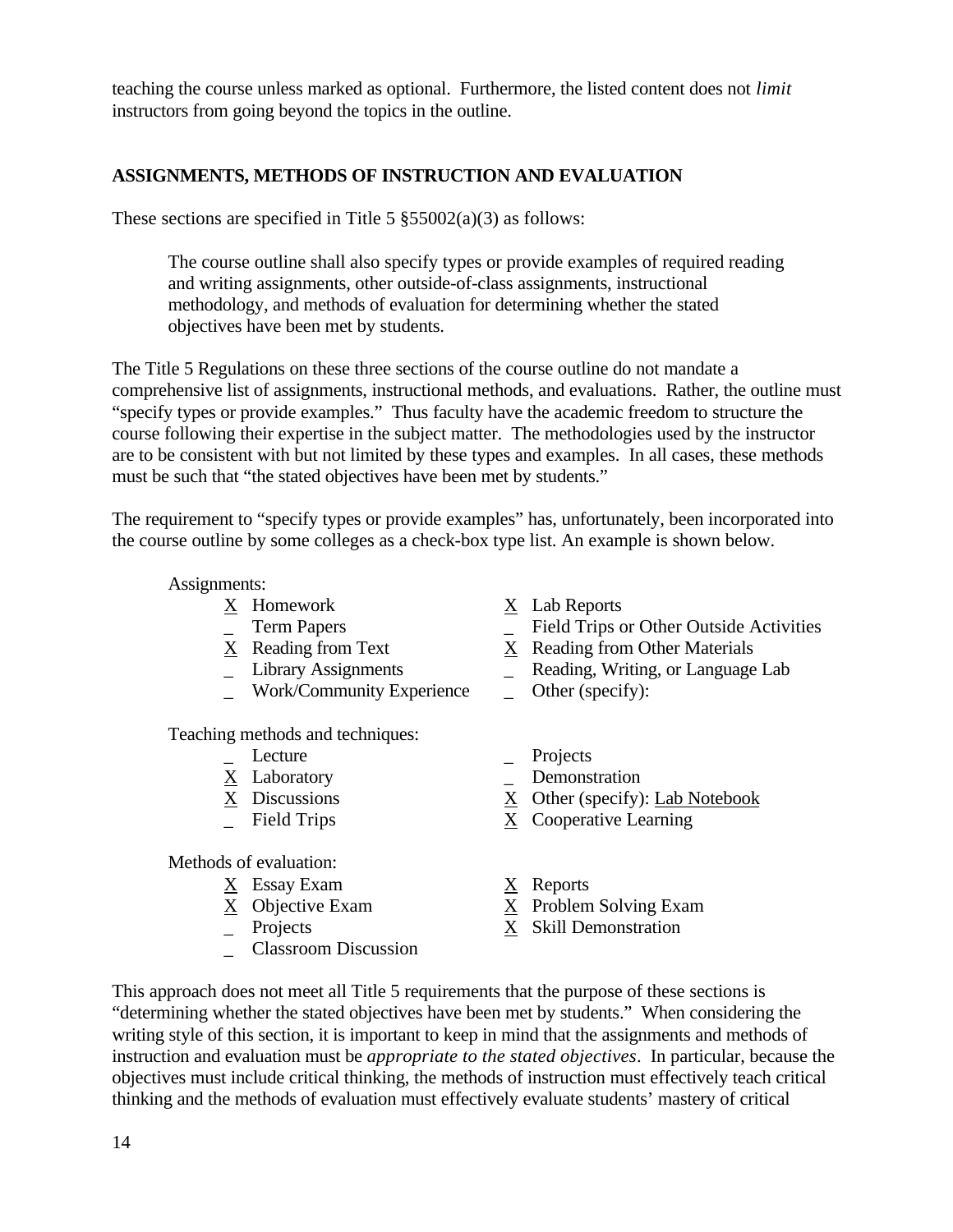teaching the course unless marked as optional. Furthermore, the listed content does not *limit* instructors from going beyond the topics in the outline.

## ASSIGNMENTS, METHODS OF INSTRUCTION AND EVALUATION

These sections are specified in Title 5 §55002(a)(3) as follows:

> The course outline shall also specify types or provide examples of required reading and writing assignments, other outside-of-class assignments, instructional methodology, and methods of evaluation for determining whether the stated objectives have been met by students.

The Title 5 Regulations on these three sections of the course outline do not mandate a comprehensive list of assignments, instructional methods, and evaluations. Rather, the outline must "specify types or provide examples." Thus faculty have the academic freedom to structure the course following their expertise in the subject matter. The methodologies used by the instructor are to be consistent with but not limited by these types and examples. In all cases, these methods must be such that "the stated objectives have been met by students."

The requirement to "specify types or provide examples" has, unfortunately, been incorporated into the course outline by some colleges as a check-box type list. An example is shown below.

Assignments:

| | | | |
|---|---|---|---|
| X | Homework | X | Lab Reports |
| _ | Term Papers | _ | Field Trips or Other Outside Activities |
| X | Reading from Text | X | Reading from Other Materials |
| _ | Library Assignments | _ | Reading, Writing, or Language Lab |
| _ | Work/Community Experience | _ | Other (specify): |

Teaching methods and techniques:

| | | | |
|---|---|---|---|
| _ | Lecture | _ | Projects |
| X | Laboratory | _ | Demonstration |
| X | Discussions | X | Other (specify): Lab Notebook |
| _ | Field Trips | X | Cooperative Learning |

Methods of evaluation:

| | | | |
|---|---|---|---|
| X | Essay Exam | X | Reports |
| X | Objective Exam | X | Problem Solving Exam |
| _ | Projects | X | Skill Demonstration |
| _ | Classroom Discussion | | |

This approach does not meet all Title 5 requirements that the purpose of these sections is "determining whether the stated objectives have been met by students." When considering the writing style of this section, it is important to keep in mind that the assignments and methods of instruction and evaluation must be *appropriate to the stated objectives*. In particular, because the objectives must include critical thinking, the methods of instruction must effectively teach critical thinking and the methods of evaluation must effectively evaluate students' mastery of critical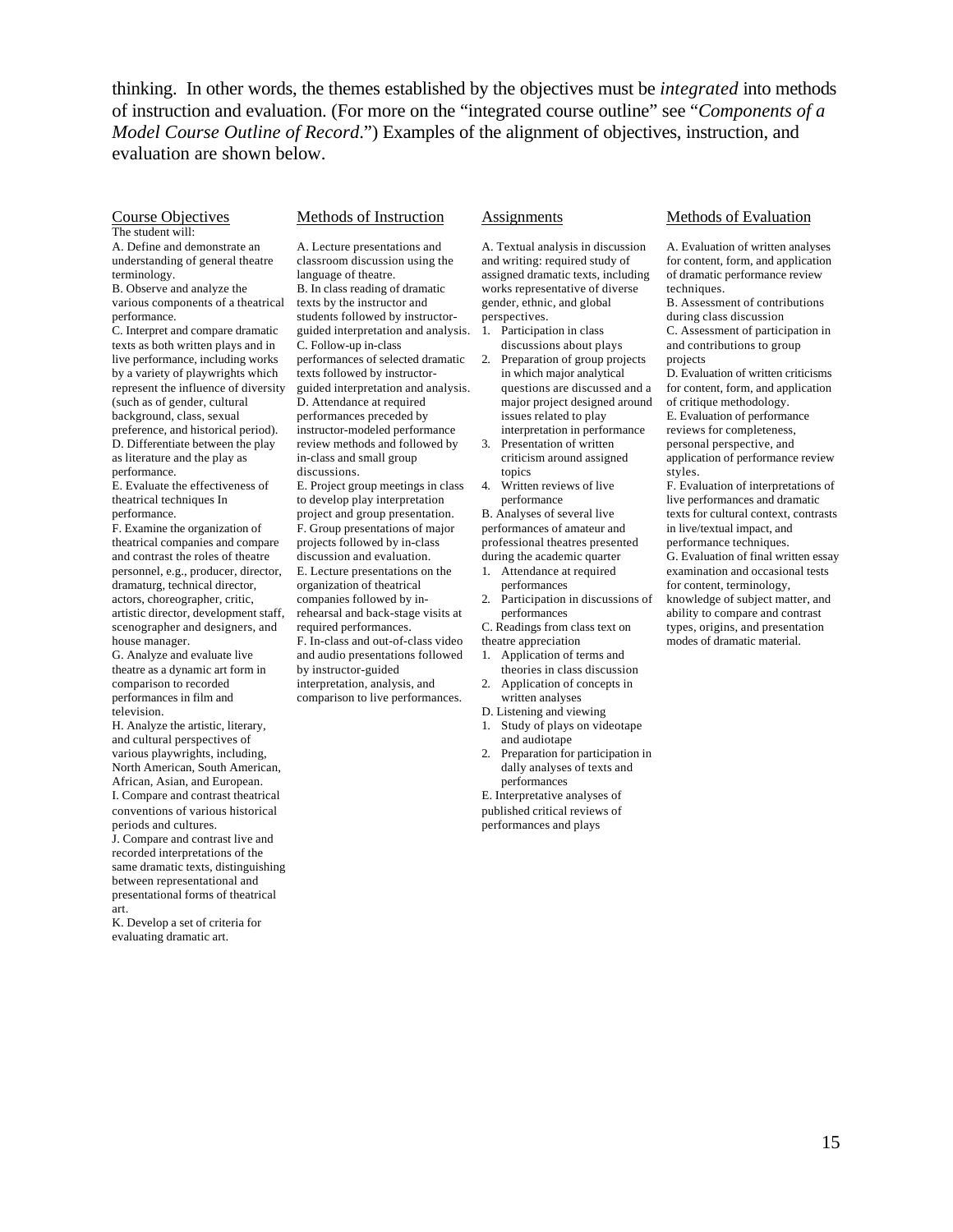thinking. In other words, the themes established by the objectives must be *integrated* into methods of instruction and evaluation. (For more on the "integrated course outline" see "*Components of a Model Course Outline of Record*.") Examples of the alignment of objectives, instruction, and evaluation are shown below.

<u>Course Objectives</u>

The student will:

A. Define and demonstrate an understanding of general theatre terminology.

B. Observe and analyze the various components of a theatrical performance.

C. Interpret and compare dramatic texts as both written plays and in live performance, including works by a variety of playwrights which represent the influence of diversity (such as of gender, cultural background, class, sexual preference, and historical period).

D. Differentiate between the play as literature and the play as performance.

E. Evaluate the effectiveness of theatrical techniques In performance.

F. Examine the organization of theatrical companies and compare and contrast the roles of theatre personnel, e.g., producer, director, dramaturg, technical director, actors, choreographer, critic, artistic director, development staff, scenographer and designers, and house manager.

G. Analyze and evaluate live theatre as a dynamic art form in comparison to recorded performances in film and television.

H. Analyze the artistic, literary, and cultural perspectives of various playwrights, including, North American, South American, African, Asian, and European.

I. Compare and contrast theatrical conventions of various historical periods and cultures.

J. Compare and contrast live and recorded interpretations of the same dramatic texts, distinguishing between representational and presentational forms of theatrical art.

K. Develop a set of criteria for evaluating dramatic art.

<u>Methods of Instruction</u>

A. Lecture presentations and classroom discussion using the language of theatre.

B. In class reading of dramatic texts by the instructor and students followed by instructor-guided interpretation and analysis.

C. Follow-up in-class performances of selected dramatic texts followed by instructor-guided interpretation and analysis.

D. Attendance at required performances preceded by instructor-modeled performance review methods and followed by in-class and small group discussions.

E. Project group meetings in class to develop play interpretation project and group presentation.

F. Group presentations of major projects followed by in-class discussion and evaluation.

E. Lecture presentations on the organization of theatrical companies followed by in-rehearsal and back-stage visits at required performances.

F. In-class and out-of-class video and audio presentations followed by instructor-guided interpretation, analysis, and comparison to live performances.

<u>Assignments</u>

A. Textual analysis in discussion and writing: required study of assigned dramatic texts, including works representative of diverse gender, ethnic, and global perspectives.

1. Participation in class discussions about plays
2. Preparation of group projects in which major analytical questions are discussed and a major project designed around issues related to play interpretation in performance
3. Presentation of written criticism around assigned topics
4. Written reviews of live performance

B. Analyses of several live performances of amateur and professional theatres presented during the academic quarter

1. Attendance at required performances
2. Participation in discussions of performances

C. Readings from class text on theatre appreciation

1. Application of terms and theories in class discussion
2. Application of concepts in written analyses

D. Listening and viewing

1. Study of plays on videotape and audiotape
2. Preparation for participation in dally analyses of texts and performances

E. Interpretative analyses of published critical reviews of performances and plays

<u>Methods of Evaluation</u>

A. Evaluation of written analyses for content, form, and application of dramatic performance review techniques.

B. Assessment of contributions during class discussion

C. Assessment of participation in and contributions to group projects

D. Evaluation of written criticisms for content, form, and application of critique methodology.

E. Evaluation of performance reviews for completeness, personal perspective, and application of performance review styles.

F. Evaluation of interpretations of live performances and dramatic texts for cultural context, contrasts in live/textual impact, and performance techniques.

G. Evaluation of final written essay examination and occasional tests for content, terminology, knowledge of subject matter, and ability to compare and contrast types, origins, and presentation modes of dramatic material.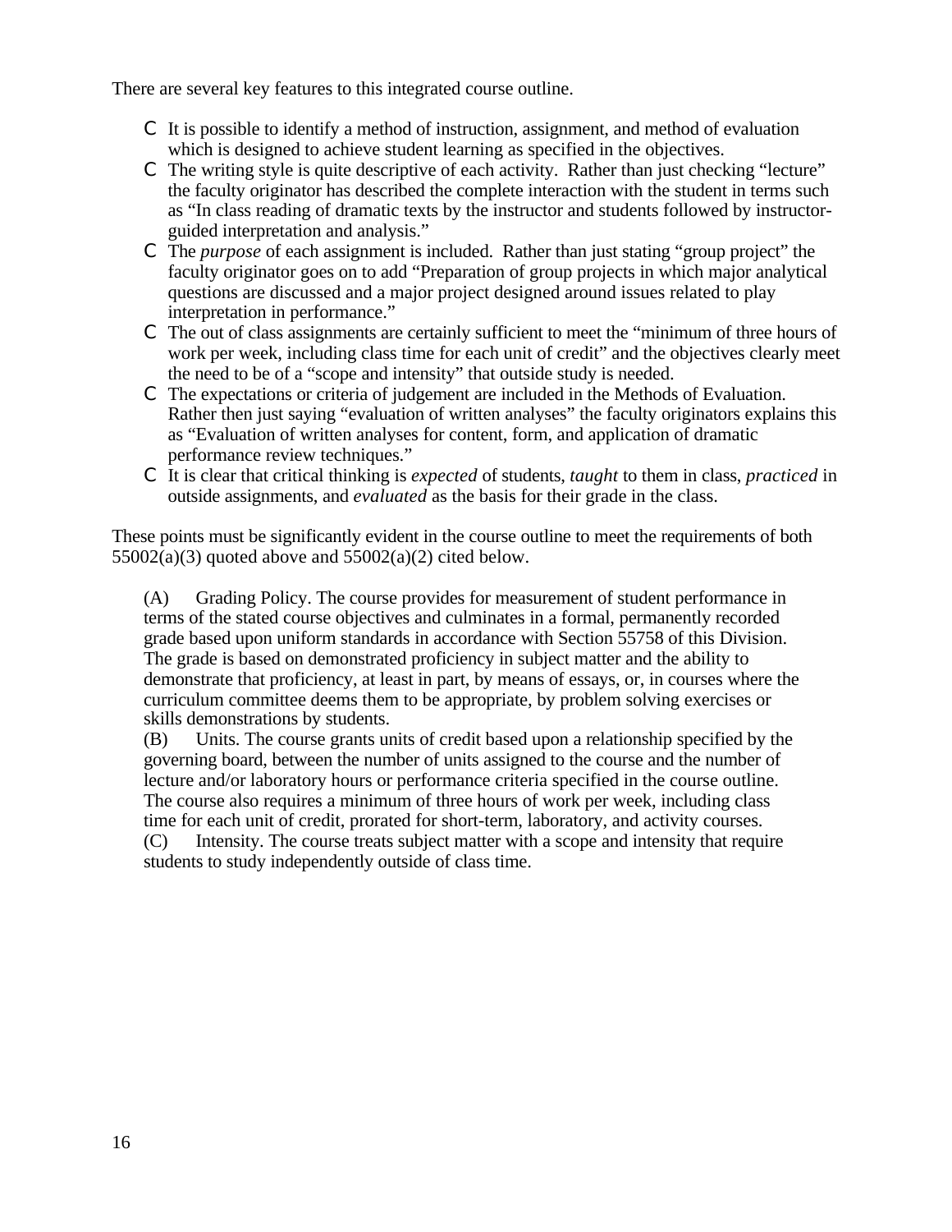There are several key features to this integrated course outline.

- It is possible to identify a method of instruction, assignment, and method of evaluation which is designed to achieve student learning as specified in the objectives.
- The writing style is quite descriptive of each activity. Rather than just checking "lecture" the faculty originator has described the complete interaction with the student in terms such as "In class reading of dramatic texts by the instructor and students followed by instructor-guided interpretation and analysis."
- The *purpose* of each assignment is included. Rather than just stating "group project" the faculty originator goes on to add "Preparation of group projects in which major analytical questions are discussed and a major project designed around issues related to play interpretation in performance."
- The out of class assignments are certainly sufficient to meet the "minimum of three hours of work per week, including class time for each unit of credit" and the objectives clearly meet the need to be of a "scope and intensity" that outside study is needed.
- The expectations or criteria of judgement are included in the Methods of Evaluation. Rather then just saying "evaluation of written analyses" the faculty originators explains this as "Evaluation of written analyses for content, form, and application of dramatic performance review techniques."
- It is clear that critical thinking is *expected* of students, *taught* to them in class, *practiced* in outside assignments, and *evaluated* as the basis for their grade in the class.

These points must be significantly evident in the course outline to meet the requirements of both 55002(a)(3) quoted above and 55002(a)(2) cited below.

> (A) Grading Policy. The course provides for measurement of student performance in terms of the stated course objectives and culminates in a formal, permanently recorded grade based upon uniform standards in accordance with Section 55758 of this Division. The grade is based on demonstrated proficiency in subject matter and the ability to demonstrate that proficiency, at least in part, by means of essays, or, in courses where the curriculum committee deems them to be appropriate, by problem solving exercises or skills demonstrations by students.
> (B) Units. The course grants units of credit based upon a relationship specified by the governing board, between the number of units assigned to the course and the number of lecture and/or laboratory hours or performance criteria specified in the course outline. The course also requires a minimum of three hours of work per week, including class time for each unit of credit, prorated for short-term, laboratory, and activity courses.
> (C) Intensity. The course treats subject matter with a scope and intensity that require students to study independently outside of class time.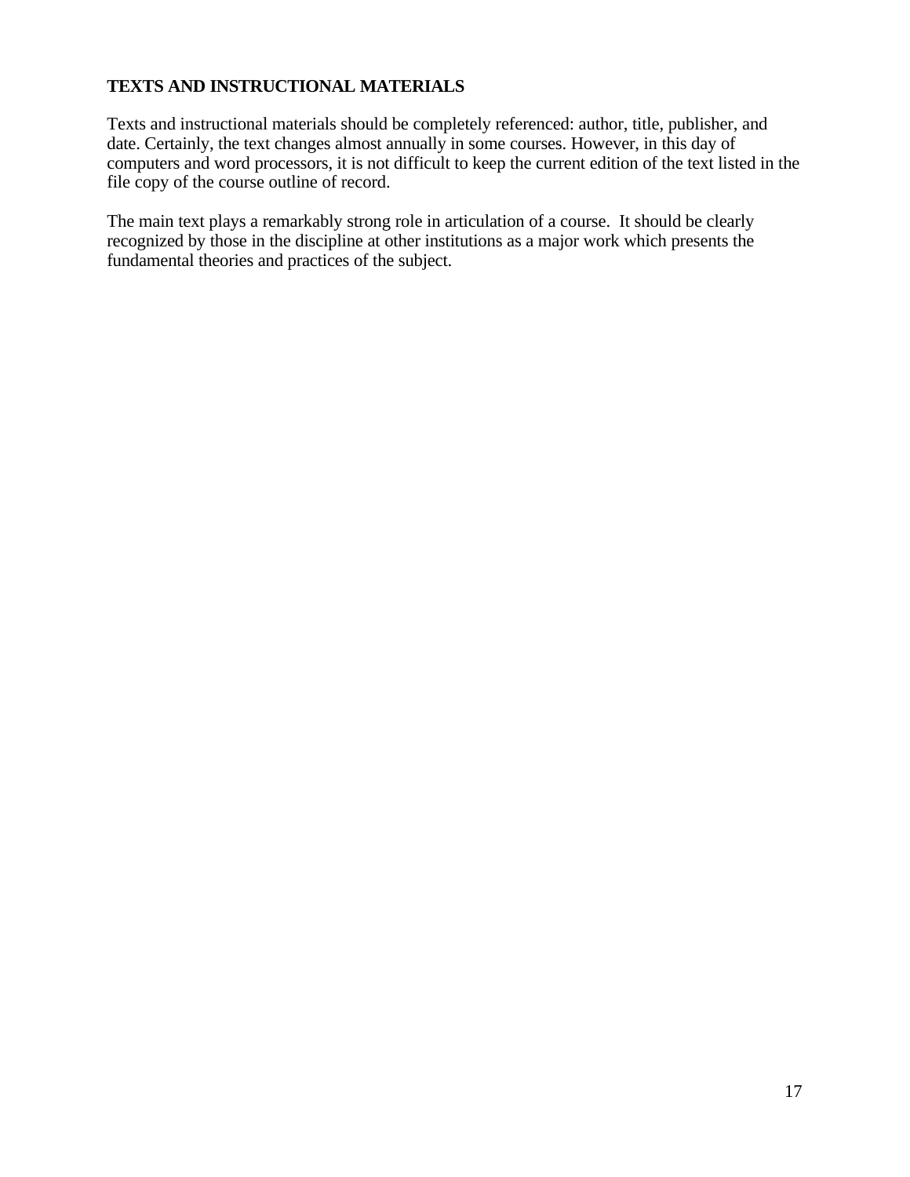**TEXTS AND INSTRUCTIONAL MATERIALS**

Texts and instructional materials should be completely referenced: author, title, publisher, and date. Certainly, the text changes almost annually in some courses. However, in this day of computers and word processors, it is not difficult to keep the current edition of the text listed in the file copy of the course outline of record.

The main text plays a remarkably strong role in articulation of a course. It should be clearly recognized by those in the discipline at other institutions as a major work which presents the fundamental theories and practices of the subject.